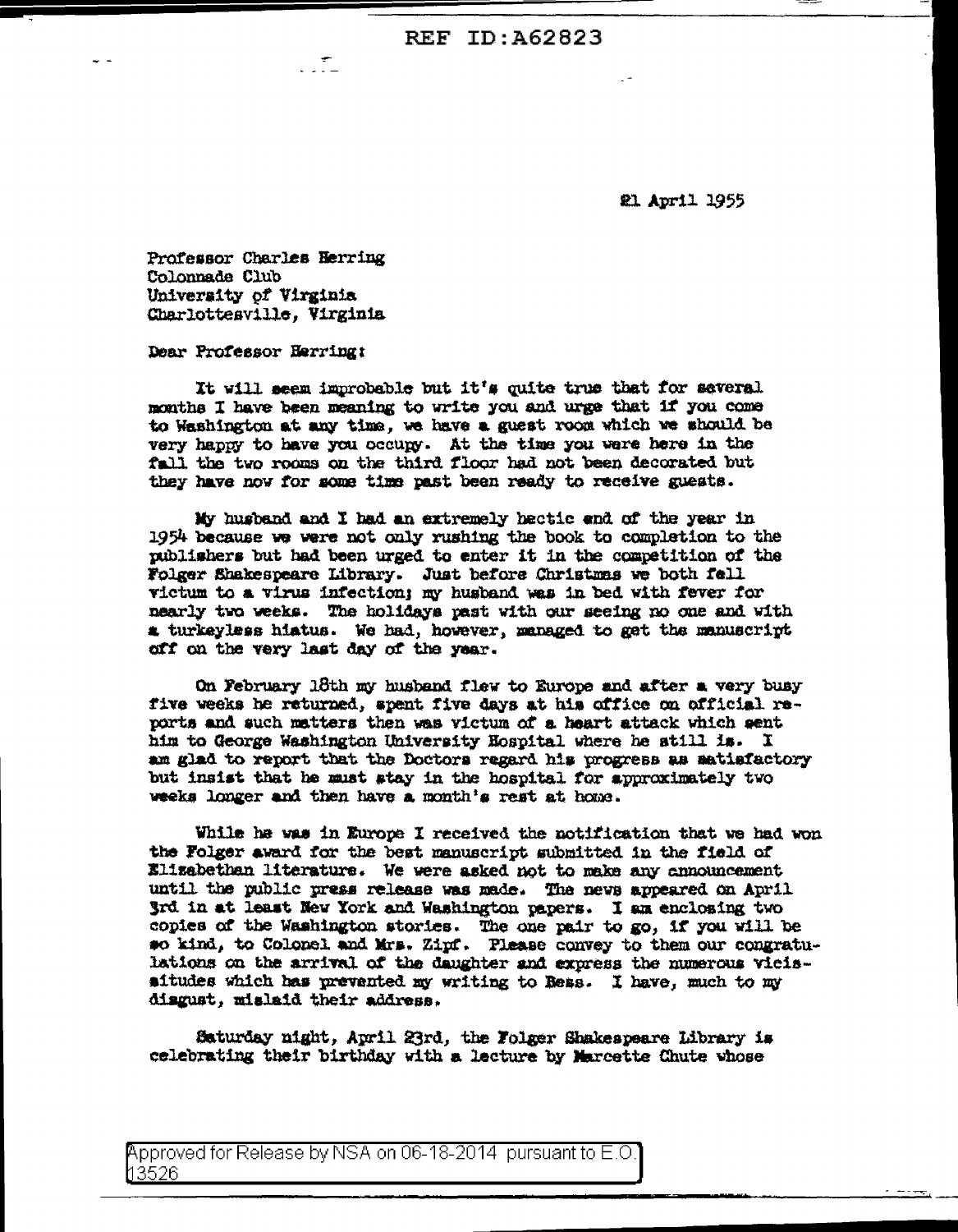21 April 1955

Professor Charles Herring
Colonnade Club
University of Virginia
Charlottesville, Virginia

Dear Professor Herring:

It will seem improbable but it's quite true that for several months I have been meaning to write you and urge that if you come to Washington at any time, we have a guest room which we should be very happy to have you occupy. At the time you were here in the fall the two rooms on the third floor had not been decorated but they have now for some time past been ready to receive guests.

My husband and I had an extremely hectic end of the year in 1954 because we were not only rushing the book to completion to the publishers but had been urged to enter it in the competition of the Folger Shakespeare Library. Just before Christmas we both fell victum to a virus infection; my husband was in bed with fever for nearly two weeks. The holidays past with our seeing no one and with a turkeyless hiatus. We had, however, managed to get the manuscript off on the very last day of the year.

On February 18th my husband flew to Europe and after a very busy five weeks he returned, spent five days at his office on official reports and such matters then was victum of a heart attack which sent him to George Washington University Hospital where he still is. I am glad to report that the Doctors regard his progress as satisfactory but insist that he must stay in the hospital for approximately two weeks longer and then have a month's rest at home.

While he was in Europe I received the notification that we had won the Folger award for the best manuscript submitted in the field of Elizabethan literature. We were asked not to make any announcement until the public press release was made. The news appeared on April 3rd in at least New York and Washington papers. I am enclosing two copies of the Washington stories. The one pair to go, if you will be so kind, to Colonel and Mrs. Zipf. Please convey to them our congratulations on the arrival of the daughter and express the numerous vicissitudes which has prevented my writing to Bess. I have, much to my disgust, mislaid their address.

Saturday night, April 23rd, the Folger Shakespeare Library is celebrating their birthday with a lecture by Marcette Chute whose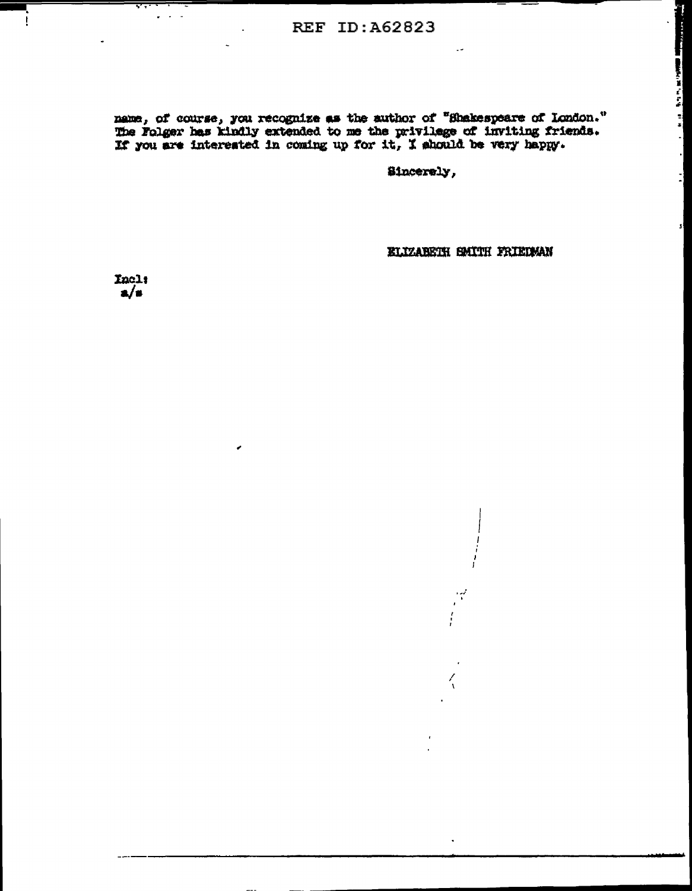name, of course, you recognize as the author of "Shakespeare of London." The Folger has kindly extended to me the privilege of inviting friends. If you are interested in coming up for it, I should be very happy.

Sincerely,

ELIZABETH SMITH FRIEDMAN

Incl:
a/s